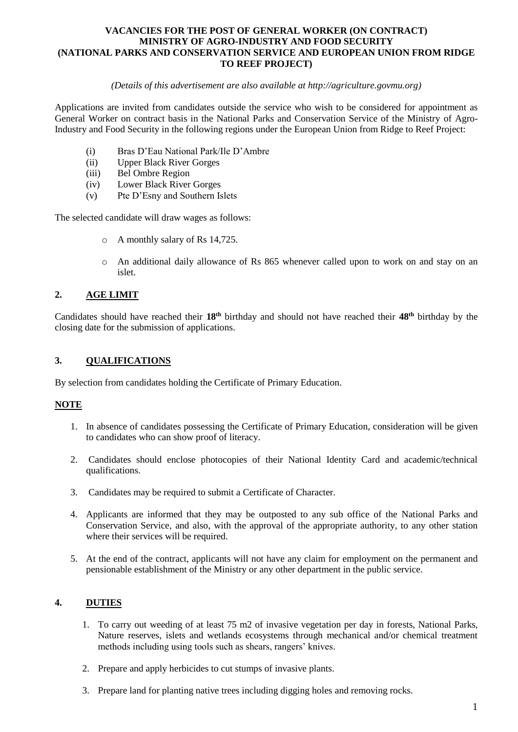# VACANCIES FOR THE POST OF GENERAL WORKER (ON CONTRACT) MINISTRY OF AGRO-INDUSTRY AND FOOD SECURITY (NATIONAL PARKS AND CONSERVATION SERVICE AND EUROPEAN UNION FROM RIDGE TO REEF PROJECT)

*(Details of this advertisement are also available at http://agriculture.govmu.org)*

Applications are invited from candidates outside the service who wish to be considered for appointment as General Worker on contract basis in the National Parks and Conservation Service of the Ministry of Agro-Industry and Food Security in the following regions under the European Union from Ridge to Reef Project:

- (i) Bras D'Eau National Park/Ile D'Ambre
- (ii) Upper Black River Gorges
- (iii) Bel Ombre Region
- (iv) Lower Black River Gorges
- (v) Pte D'Esny and Southern Islets

The selected candidate will draw wages as follows:

- A monthly salary of Rs 14,725.
- An additional daily allowance of Rs 865 whenever called upon to work on and stay on an islet.

## 2. AGE LIMIT

Candidates should have reached their **18th** birthday and should not have reached their **48th** birthday by the closing date for the submission of applications.

## 3. QUALIFICATIONS

By selection from candidates holding the Certificate of Primary Education.

**NOTE**

1. In absence of candidates possessing the Certificate of Primary Education, consideration will be given to candidates who can show proof of literacy.
2. Candidates should enclose photocopies of their National Identity Card and academic/technical qualifications.
3. Candidates may be required to submit a Certificate of Character.
4. Applicants are informed that they may be outposted to any sub office of the National Parks and Conservation Service, and also, with the approval of the appropriate authority, to any other station where their services will be required.
5. At the end of the contract, applicants will not have any claim for employment on the permanent and pensionable establishment of the Ministry or any other department in the public service.

## 4. DUTIES

1. To carry out weeding of at least 75 m2 of invasive vegetation per day in forests, National Parks, Nature reserves, islets and wetlands ecosystems through mechanical and/or chemical treatment methods including using tools such as shears, rangers' knives.
2. Prepare and apply herbicides to cut stumps of invasive plants.
3. Prepare land for planting native trees including digging holes and removing rocks.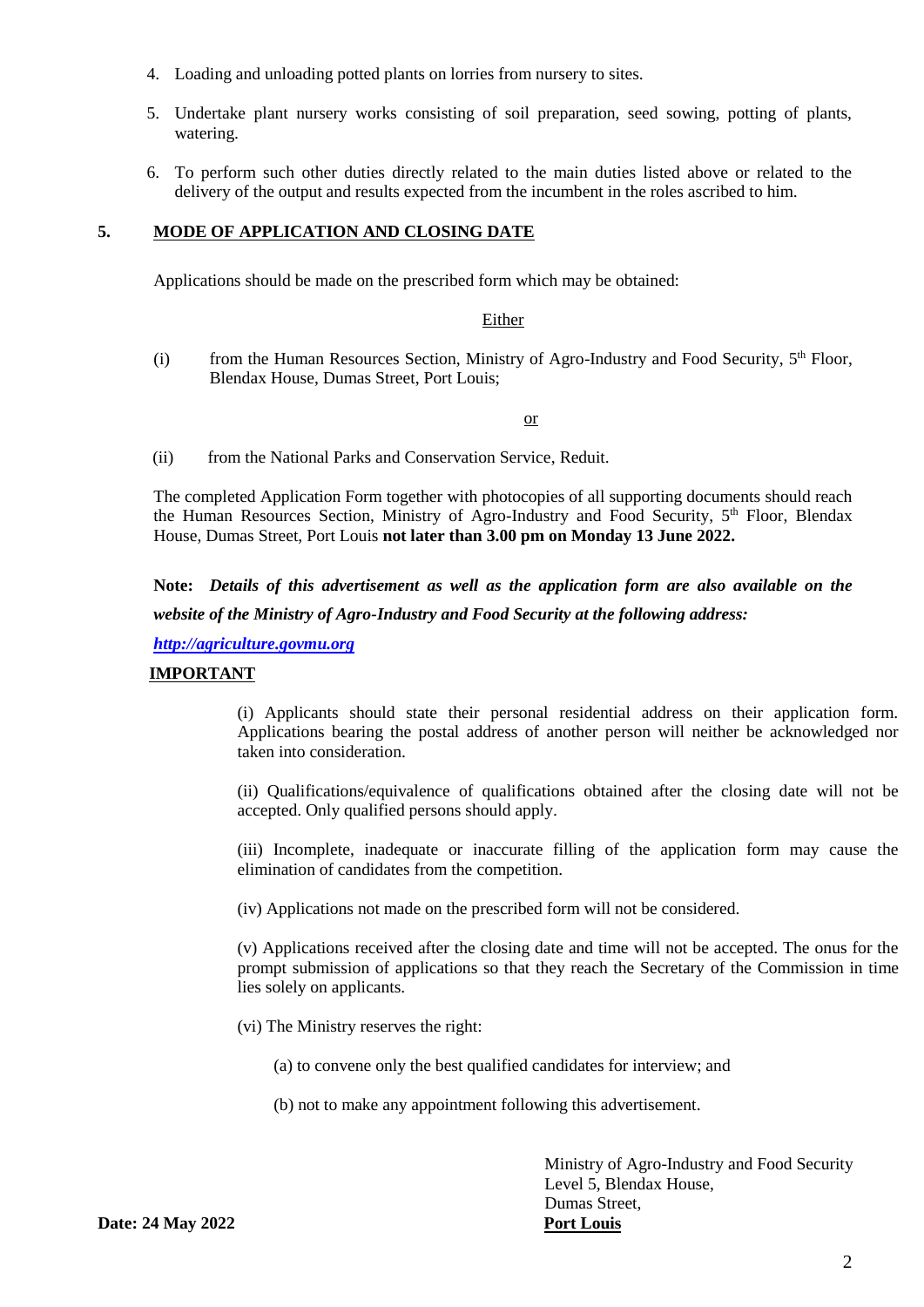4. Loading and unloading potted plants on lorries from nursery to sites.

5. Undertake plant nursery works consisting of soil preparation, seed sowing, potting of plants, watering.

6. To perform such other duties directly related to the main duties listed above or related to the delivery of the output and results expected from the incumbent in the roles ascribed to him.

## 5. MODE OF APPLICATION AND CLOSING DATE

Applications should be made on the prescribed form which may be obtained:

Either

(i) from the Human Resources Section, Ministry of Agro-Industry and Food Security, 5th Floor, Blendax House, Dumas Street, Port Louis;

or

(ii) from the National Parks and Conservation Service, Reduit.

The completed Application Form together with photocopies of all supporting documents should reach the Human Resources Section, Ministry of Agro-Industry and Food Security, 5th Floor, Blendax House, Dumas Street, Port Louis **not later than 3.00 pm on Monday 13 June 2022.**

**Note:** ***Details of this advertisement as well as the application form are also available on the website of the Ministry of Agro-Industry and Food Security at the following address:***

***http://agriculture.govmu.org***

**IMPORTANT**

(i) Applicants should state their personal residential address on their application form. Applications bearing the postal address of another person will neither be acknowledged nor taken into consideration.

(ii) Qualifications/equivalence of qualifications obtained after the closing date will not be accepted. Only qualified persons should apply.

(iii) Incomplete, inadequate or inaccurate filling of the application form may cause the elimination of candidates from the competition.

(iv) Applications not made on the prescribed form will not be considered.

(v) Applications received after the closing date and time will not be accepted. The onus for the prompt submission of applications so that they reach the Secretary of the Commission in time lies solely on applicants.

(vi) The Ministry reserves the right:

(a) to convene only the best qualified candidates for interview; and

(b) not to make any appointment following this advertisement.

Ministry of Agro-Industry and Food Security
Level 5, Blendax House,
Dumas Street,
**Port Louis**

**Date: 24 May 2022**